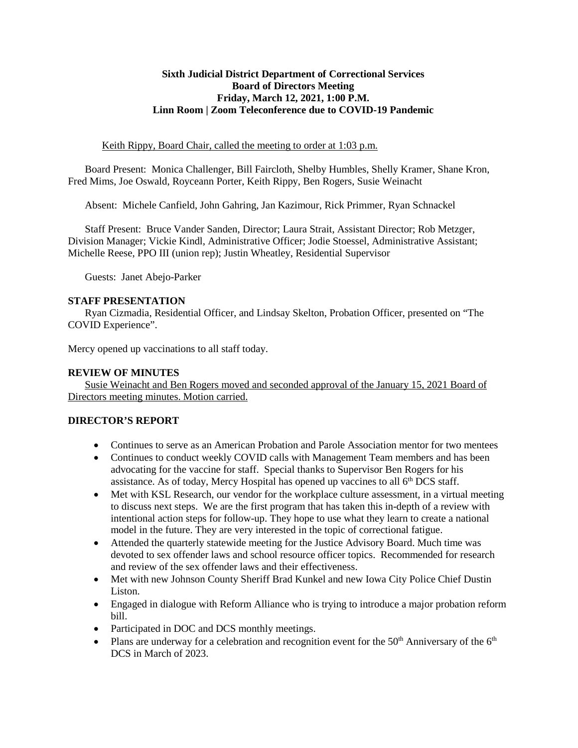**Sixth Judicial District Department of Correctional Services**
**Board of Directors Meeting**
**Friday, March 12, 2021, 1:00 P.M.**
**Linn Room | Zoom Teleconference due to COVID-19 Pandemic**

<u>Keith Rippy, Board Chair, called the meeting to order at 1:03 p.m.</u>

Board Present: Monica Challenger, Bill Faircloth, Shelby Humbles, Shelly Kramer, Shane Kron, Fred Mims, Joe Oswald, Royceann Porter, Keith Rippy, Ben Rogers, Susie Weinacht

Absent: Michele Canfield, John Gahring, Jan Kazimour, Rick Primmer, Ryan Schnackel

Staff Present: Bruce Vander Sanden, Director; Laura Strait, Assistant Director; Rob Metzger, Division Manager; Vickie Kindl, Administrative Officer; Jodie Stoessel, Administrative Assistant; Michelle Reese, PPO III (union rep); Justin Wheatley, Residential Supervisor

Guests: Janet Abejo-Parker

**STAFF PRESENTATION**

Ryan Cizmadia, Residential Officer, and Lindsay Skelton, Probation Officer, presented on "The COVID Experience".

Mercy opened up vaccinations to all staff today.

**REVIEW OF MINUTES**

<u>Susie Weinacht and Ben Rogers moved and seconded approval of the January 15, 2021 Board of Directors meeting minutes. Motion carried.</u>

**DIRECTOR'S REPORT**

- Continues to serve as an American Probation and Parole Association mentor for two mentees
- Continues to conduct weekly COVID calls with Management Team members and has been advocating for the vaccine for staff. Special thanks to Supervisor Ben Rogers for his assistance. As of today, Mercy Hospital has opened up vaccines to all 6th DCS staff.
- Met with KSL Research, our vendor for the workplace culture assessment, in a virtual meeting to discuss next steps. We are the first program that has taken this in-depth of a review with intentional action steps for follow-up. They hope to use what they learn to create a national model in the future. They are very interested in the topic of correctional fatigue.
- Attended the quarterly statewide meeting for the Justice Advisory Board. Much time was devoted to sex offender laws and school resource officer topics. Recommended for research and review of the sex offender laws and their effectiveness.
- Met with new Johnson County Sheriff Brad Kunkel and new Iowa City Police Chief Dustin Liston.
- Engaged in dialogue with Reform Alliance who is trying to introduce a major probation reform bill.
- Participated in DOC and DCS monthly meetings.
- Plans are underway for a celebration and recognition event for the 50th Anniversary of the 6th DCS in March of 2023.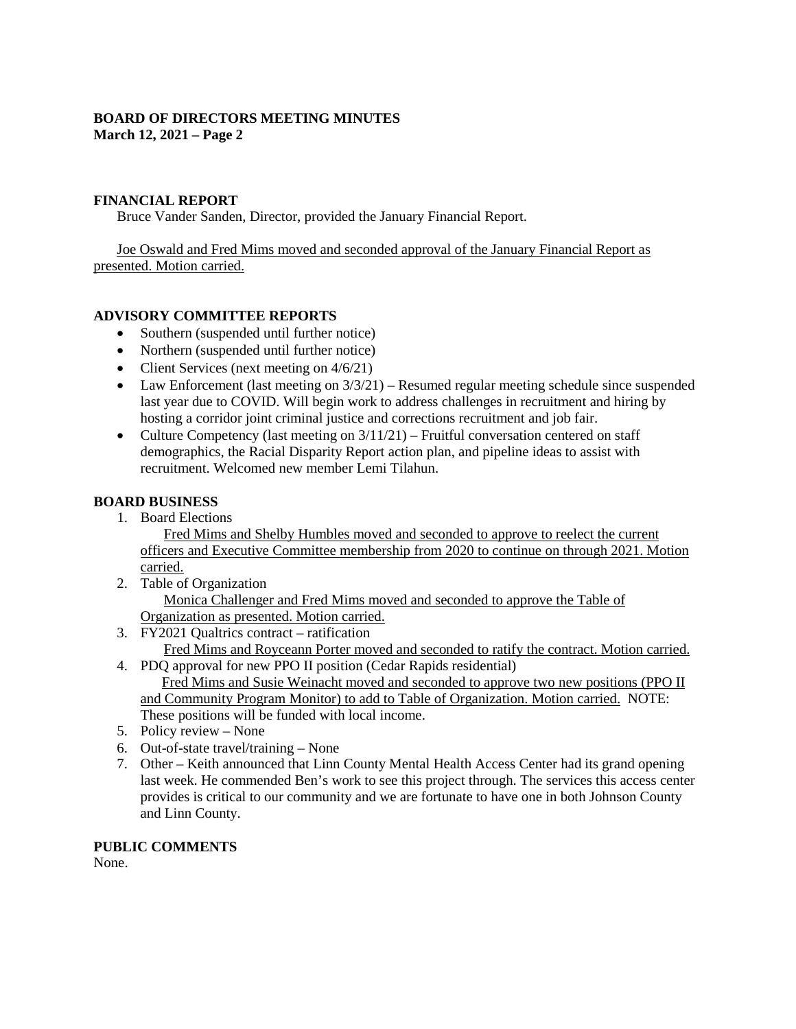**BOARD OF DIRECTORS MEETING MINUTES**
**March 12, 2021 – Page 2**

## FINANCIAL REPORT

Bruce Vander Sanden, Director, provided the January Financial Report.

Joe Oswald and Fred Mims moved and seconded approval of the January Financial Report as presented. Motion carried.

## ADVISORY COMMITTEE REPORTS

- Southern (suspended until further notice)
- Northern (suspended until further notice)
- Client Services (next meeting on 4/6/21)
- Law Enforcement (last meeting on 3/3/21) – Resumed regular meeting schedule since suspended last year due to COVID. Will begin work to address challenges in recruitment and hiring by hosting a corridor joint criminal justice and corrections recruitment and job fair.
- Culture Competency (last meeting on 3/11/21) – Fruitful conversation centered on staff demographics, the Racial Disparity Report action plan, and pipeline ideas to assist with recruitment. Welcomed new member Lemi Tilahun.

## BOARD BUSINESS

1. Board Elections
   Fred Mims and Shelby Humbles moved and seconded to approve to reelect the current officers and Executive Committee membership from 2020 to continue on through 2021. Motion carried.
2. Table of Organization
   Monica Challenger and Fred Mims moved and seconded to approve the Table of Organization as presented. Motion carried.
3. FY2021 Qualtrics contract – ratification
   Fred Mims and Royceann Porter moved and seconded to ratify the contract. Motion carried.
4. PDQ approval for new PPO II position (Cedar Rapids residential)
   Fred Mims and Susie Weinacht moved and seconded to approve two new positions (PPO II and Community Program Monitor) to add to Table of Organization. Motion carried. NOTE: These positions will be funded with local income.
5. Policy review – None
6. Out-of-state travel/training – None
7. Other – Keith announced that Linn County Mental Health Access Center had its grand opening last week. He commended Ben's work to see this project through. The services this access center provides is critical to our community and we are fortunate to have one in both Johnson County and Linn County.

## PUBLIC COMMENTS

None.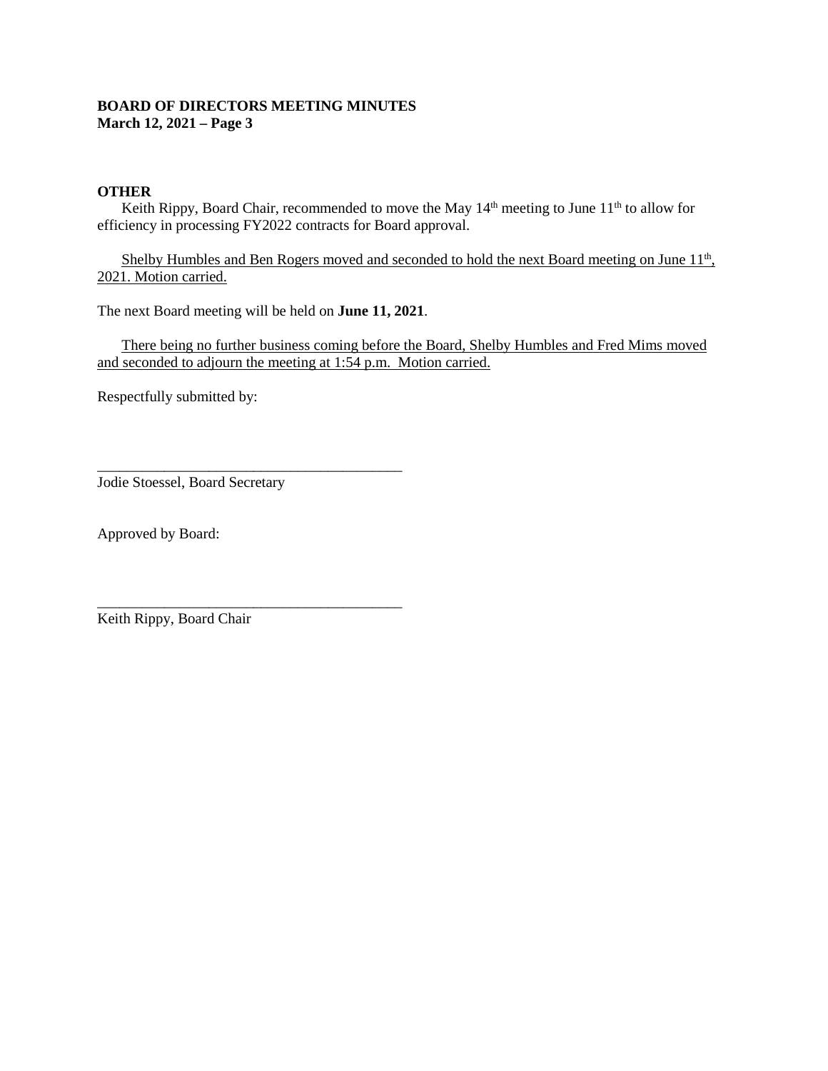**BOARD OF DIRECTORS MEETING MINUTES**
**March 12, 2021 – Page 3**

**OTHER**

Keith Rippy, Board Chair, recommended to move the May 14th meeting to June 11th to allow for efficiency in processing FY2022 contracts for Board approval.

<u>Shelby Humbles and Ben Rogers moved and seconded to hold the next Board meeting on June 11th, 2021. Motion carried.</u>

The next Board meeting will be held on **June 11, 2021**.

<u>There being no further business coming before the Board, Shelby Humbles and Fred Mims moved and seconded to adjourn the meeting at 1:54 p.m. Motion carried.</u>

Respectfully submitted by:

\_\_\_\_\_\_\_\_\_\_\_\_\_\_\_\_\_\_\_\_\_\_\_\_\_\_\_\_\_\_\_\_\_\_\_\_\_\_\_\_\_\_
Jodie Stoessel, Board Secretary

Approved by Board:

\_\_\_\_\_\_\_\_\_\_\_\_\_\_\_\_\_\_\_\_\_\_\_\_\_\_\_\_\_\_\_\_\_\_\_\_\_\_\_\_\_\_
Keith Rippy, Board Chair